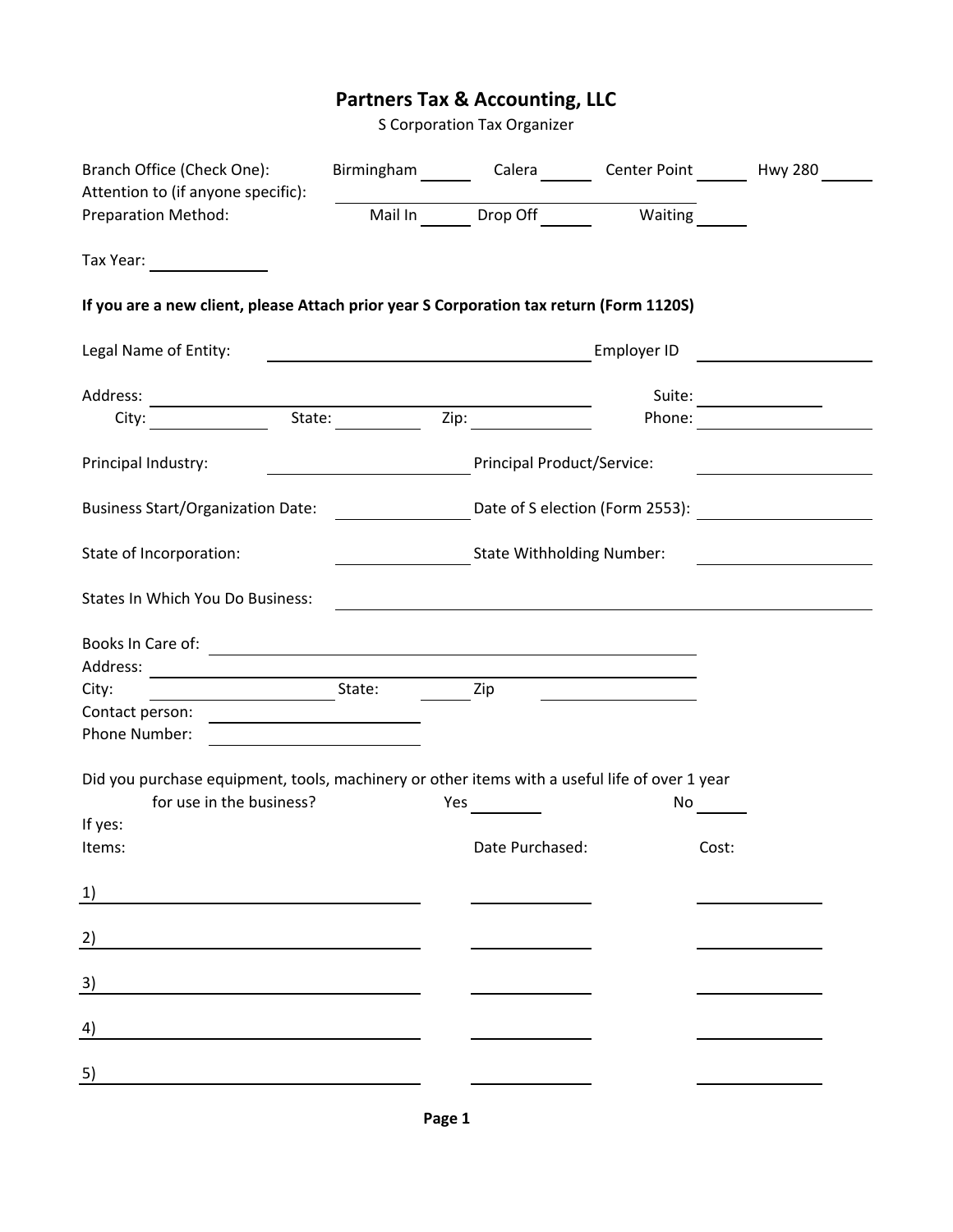# Partners Tax & Accounting, LLC

S Corporation Tax Organizer

Branch Office (Check One): Birmingham ______ Calera ______ Center Point ______ Hwy 280 ______

Attention to (if anyone specific): ______________________________

Preparation Method: Mail In ______ Drop Off ______ Waiting ______

Tax Year: ______________

**If you are a new client, please Attach prior year S Corporation tax return (Form 1120S)**

Legal Name of Entity: ______________________________ Employer ID ______________

Address: ______________________________ Suite: ______________

City: ______________ State: ______________ Zip: ______________ Phone: ______________

Principal Industry: ______________ Principal Product/Service: ______________

Business Start/Organization Date: ______________ Date of S election (Form 2553): ______________

State of Incorporation: ______________ State Withholding Number: ______________

States In Which You Do Business: ______________________________

Books In Care of: ______________________________

Address: ______________________________

City: ______________ State: ______________ Zip ______________

Contact person: ______________

Phone Number: ______________

Did you purchase equipment, tools, machinery or other items with a useful life of over 1 year for use in the business? Yes ______ No ______

If yes:

| Items: | Date Purchased: | Cost: |
| --- | --- | --- |
| 1) | | |
| 2) | | |
| 3) | | |
| 4) | | |
| 5) | | |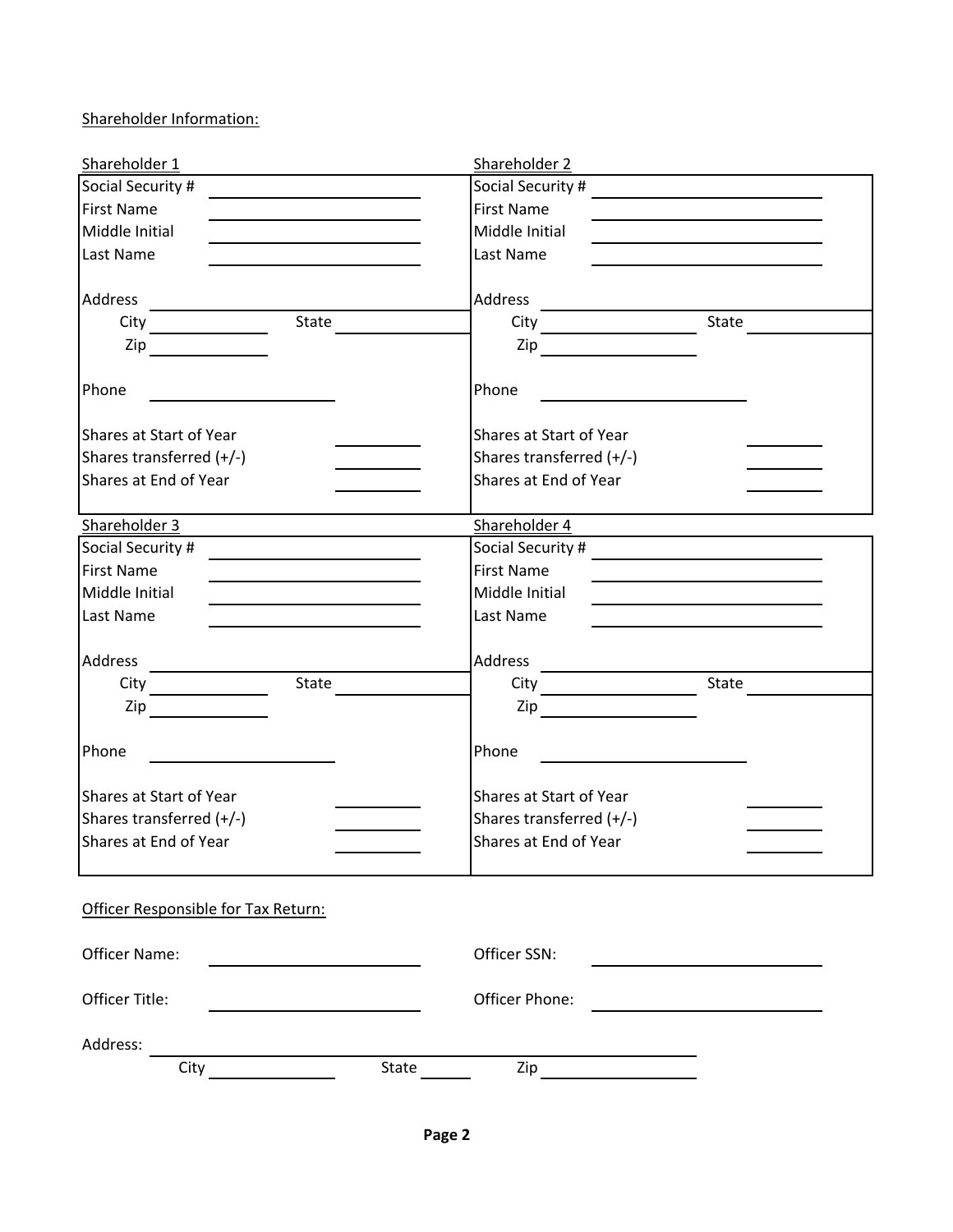Shareholder Information:

| Shareholder 1 | | Shareholder 2 | |
|---|---|---|---|
| Social Security # | | Social Security # | |
| First Name | | First Name | |
| Middle Initial | | Middle Initial | |
| Last Name | | Last Name | |
| Address | | Address | |
| City | State | City | State |
| Zip | | Zip | |
| Phone | | Phone | |
| Shares at Start of Year | | Shares at Start of Year | |
| Shares transferred (+/-) | | Shares transferred (+/-) | |
| Shares at End of Year | | Shares at End of Year | |

| Shareholder 3 | | Shareholder 4 | |
|---|---|---|---|
| Social Security # | | Social Security # | |
| First Name | | First Name | |
| Middle Initial | | Middle Initial | |
| Last Name | | Last Name | |
| Address | | Address | |
| City | State | City | State |
| Zip | | Zip | |
| Phone | | Phone | |
| Shares at Start of Year | | Shares at Start of Year | |
| Shares transferred (+/-) | | Shares transferred (+/-) | |
| Shares at End of Year | | Shares at End of Year | |

Officer Responsible for Tax Return:

Officer Name: ____________________ Officer SSN: ____________________

Officer Title: ____________________ Officer Phone: ____________________

Address: ________________________________________

City ____________ State ______ Zip ____________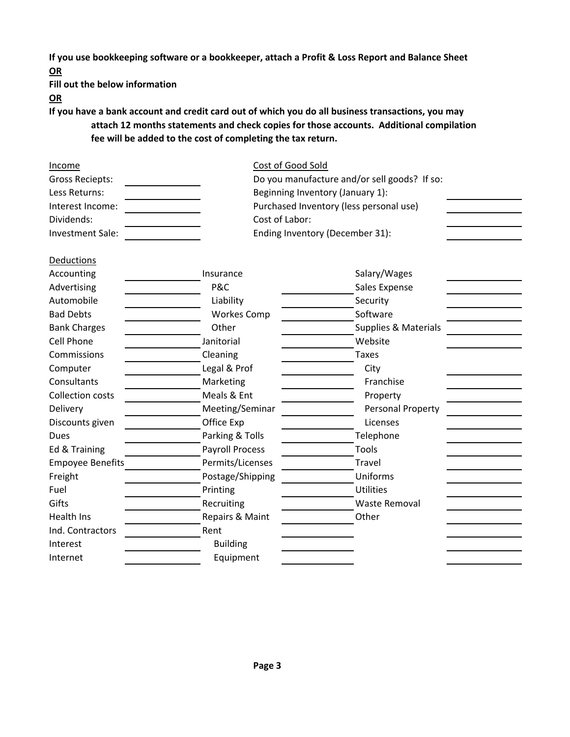**If you use bookkeeping software or a bookkeeper, attach a Profit & Loss Report and Balance Sheet**

**OR**

**Fill out the below information**

**OR**

**If you have a bank account and credit card out of which you do all business transactions, you may attach 12 months statements and check copies for those accounts. Additional compilation fee will be added to the cost of completing the tax return.**

| Income | | Cost of Good Sold | |
|---|---|---|---|
| Gross Reciepts: | ______ | Do you manufacture and/or sell goods? If so: | |
| Less Returns: | ______ | Beginning Inventory (January 1): | |
| Interest Income: | ______ | Purchased Inventory (less personal use) | ______ |
| Dividends: | ______ | Cost of Labor: | ______ |
| Investment Sale: | ______ | Ending Inventory (December 31): | ______ |

| Deductions | | | | | |
|---|---|---|---|---|---|
| Accounting | ______ | Insurance | | Salary/Wages | ______ |
| Advertising | ______ | P&C | ______ | Sales Expense | ______ |
| Automobile | ______ | Liability | ______ | Security | ______ |
| Bad Debts | ______ | Workes Comp | ______ | Software | ______ |
| Bank Charges | ______ | Other | ______ | Supplies & Materials | ______ |
| Cell Phone | ______ | Janitorial | ______ | Website | ______ |
| Commissions | ______ | Cleaning | ______ | Taxes | |
| Computer | ______ | Legal & Prof | ______ | City | ______ |
| Consultants | ______ | Marketing | ______ | Franchise | ______ |
| Collection costs | ______ | Meals & Ent | ______ | Property | ______ |
| Delivery | ______ | Meeting/Seminar | ______ | Personal Property | ______ |
| Discounts given | ______ | Office Exp | ______ | Licenses | ______ |
| Dues | ______ | Parking & Tolls | ______ | Telephone | ______ |
| Ed & Training | ______ | Payroll Process | ______ | Tools | ______ |
| Empoyee Benefits | ______ | Permits/Licenses | ______ | Travel | ______ |
| Freight | ______ | Postage/Shipping | ______ | Uniforms | ______ |
| Fuel | ______ | Printing | ______ | Utilities | ______ |
| Gifts | ______ | Recruiting | ______ | Waste Removal | ______ |
| Health Ins | ______ | Repairs & Maint | ______ | Other | ______ |
| Ind. Contractors | ______ | Rent | ______ | | ______ |
| Interest | ______ | Building | ______ | | ______ |
| Internet | ______ | Equipment | ______ | | ______ |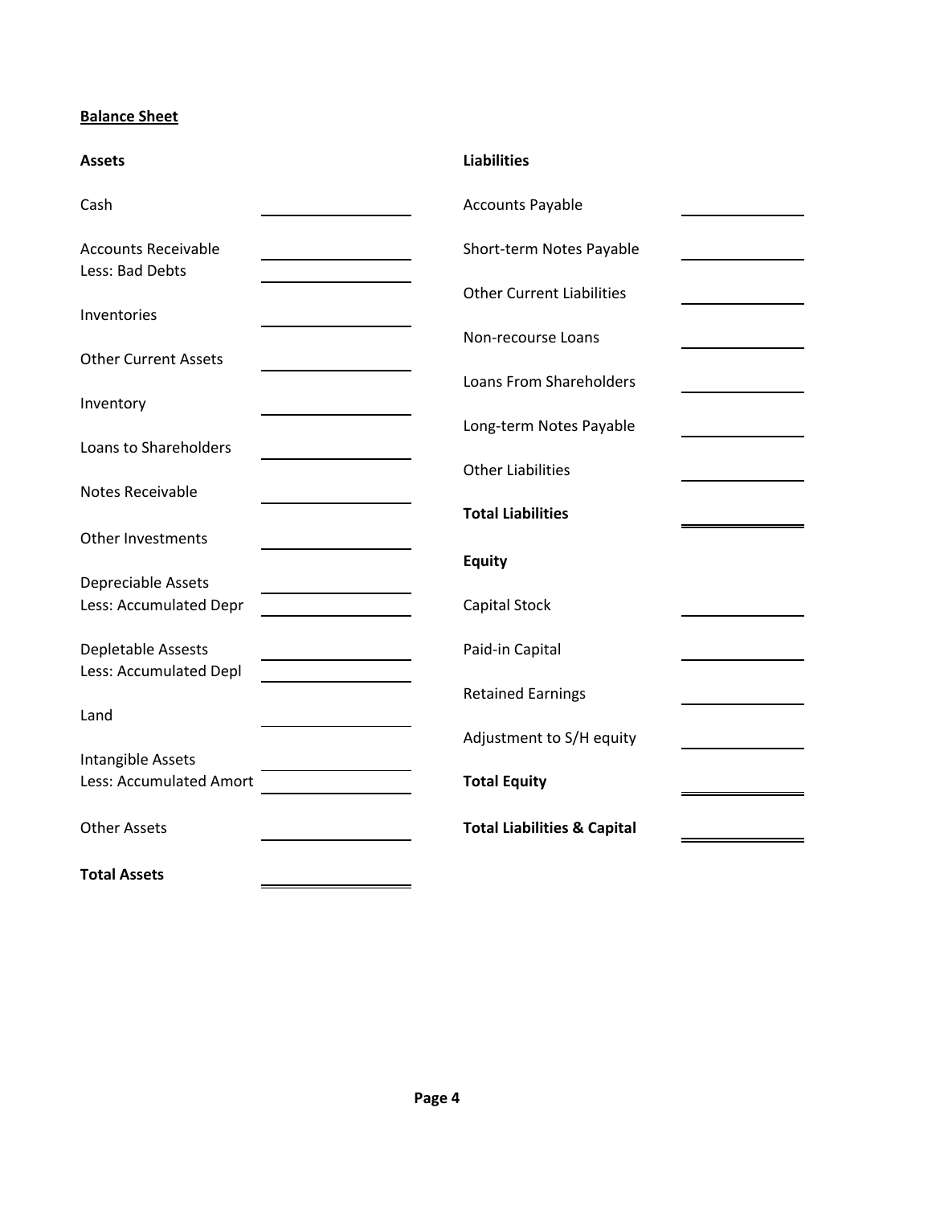**Balance Sheet**

| Assets | |
|---|---|
| Cash | |
| Accounts Receivable | |
| Less: Bad Debts | |
| Inventories | |
| Other Current Assets | |
| Inventory | |
| Loans to Shareholders | |
| Notes Receivable | |
| Other Investments | |
| Depreciable Assets | |
| Less: Accumulated Depr | |
| Depletable Assests | |
| Less: Accumulated Depl | |
| Land | |
| Intangible Assets | |
| Less: Accumulated Amort | |
| Other Assets | |
| **Total Assets** | |

| Liabilities | |
|---|---|
| Accounts Payable | |
| Short-term Notes Payable | |
| Other Current Liabilities | |
| Non-recourse Loans | |
| Loans From Shareholders | |
| Long-term Notes Payable | |
| Other Liabilities | |
| **Total Liabilities** | |
| **Equity** | |
| Capital Stock | |
| Paid-in Capital | |
| Retained Earnings | |
| Adjustment to S/H equity | |
| **Total Equity** | |
| **Total Liabilities & Capital** | |